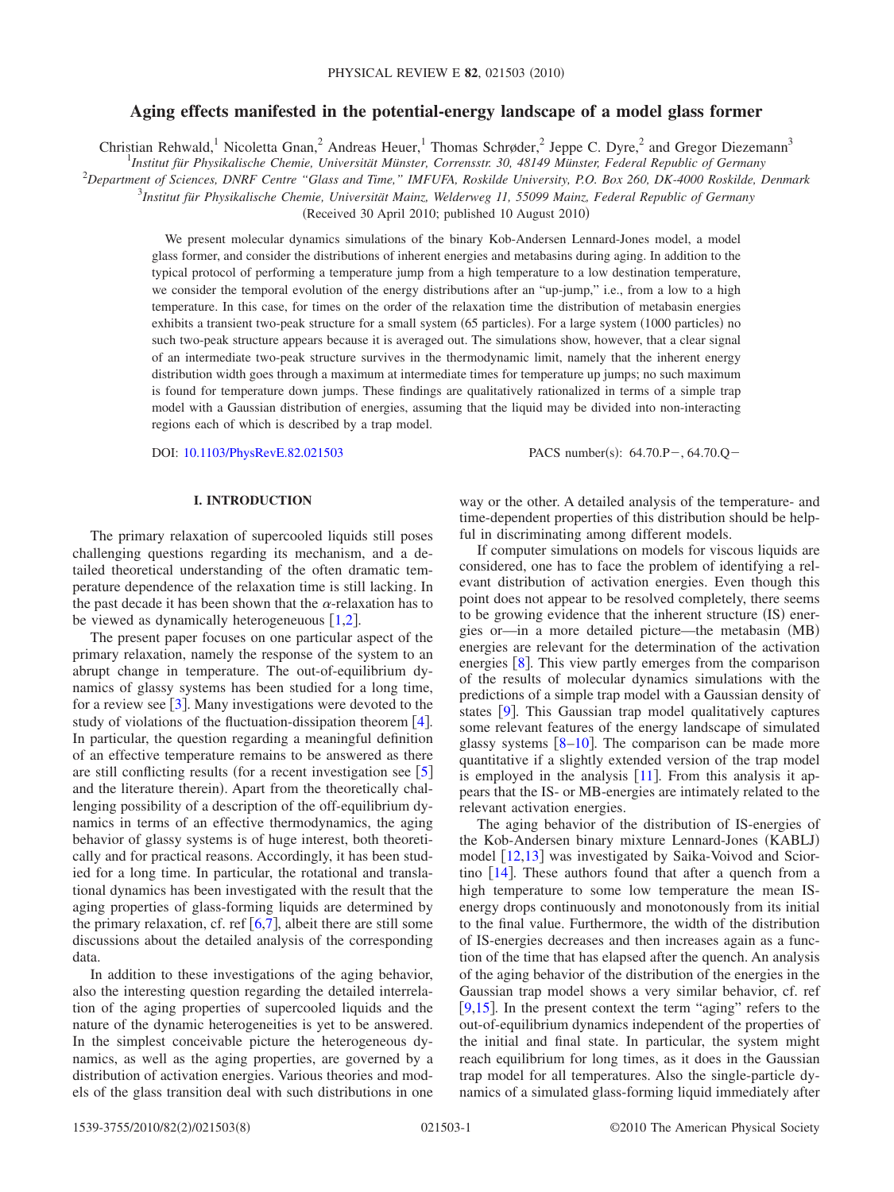# Aging effects manifested in the potential-energy landscape of a model glass former

Christian Rehwald,[1] Nicoletta Gnan,[2] Andreas Heuer,[1] Thomas Schrøder,[2] Jeppe C. Dyre,[2] and Gregor Diezemann[3]

[1]*Institut für Physikalische Chemie, Universität Münster, Corrensstr. 30, 48149 Münster, Federal Republic of Germany*
[2]*Department of Sciences, DNRF Centre "Glass and Time," IMFUFA, Roskilde University, P.O. Box 260, DK-4000 Roskilde, Denmark*
[3]*Institut für Physikalische Chemie, Universität Mainz, Welderweg 11, 55099 Mainz, Federal Republic of Germany*

(Received 30 April 2010; published 10 August 2010)

We present molecular dynamics simulations of the binary Kob-Andersen Lennard-Jones model, a model glass former, and consider the distributions of inherent energies and metabasins during aging. In addition to the typical protocol of performing a temperature jump from a high temperature to a low destination temperature, we consider the temporal evolution of the energy distributions after an "up-jump," i.e., from a low to a high temperature. In this case, for times on the order of the relaxation time the distribution of metabasin energies exhibits a transient two-peak structure for a small system (65 particles). For a large system (1000 particles) no such two-peak structure appears because it is averaged out. The simulations show, however, that a clear signal of an intermediate two-peak structure survives in the thermodynamic limit, namely that the inherent energy distribution width goes through a maximum at intermediate times for temperature up jumps; no such maximum is found for temperature down jumps. These findings are qualitatively rationalized in terms of a simple trap model with a Gaussian distribution of energies, assuming that the liquid may be divided into non-interacting regions each of which is described by a trap model.

DOI: 10.1103/PhysRevE.82.021503 PACS number(s): 64.70.P−, 64.70.Q−

## I. INTRODUCTION

The primary relaxation of supercooled liquids still poses challenging questions regarding its mechanism, and a detailed theoretical understanding of the often dramatic temperature dependence of the relaxation time is still lacking. In the past decade it has been shown that the $\alpha$-relaxation has to be viewed as dynamically heterogeneuous [1,2].

The present paper focuses on one particular aspect of the primary relaxation, namely the response of the system to an abrupt change in temperature. The out-of-equilibrium dynamics of glassy systems has been studied for a long time, for a review see [3]. Many investigations were devoted to the study of violations of the fluctuation-dissipation theorem [4]. In particular, the question regarding a meaningful definition of an effective temperature remains to be answered as there are still conflicting results (for a recent investigation see [5] and the literature therein). Apart from the theoretically challenging possibility of a description of the off-equilibrium dynamics in terms of an effective thermodynamics, the aging behavior of glassy systems is of huge interest, both theoretically and for practical reasons. Accordingly, it has been studied for a long time. In particular, the rotational and translational dynamics has been investigated with the result that the aging properties of glass-forming liquids are determined by the primary relaxation, cf. ref [6,7], albeit there are still some discussions about the detailed analysis of the corresponding data.

In addition to these investigations of the aging behavior, also the interesting question regarding the detailed interrelation of the aging properties of supercooled liquids and the nature of the dynamic heterogeneities is yet to be answered. In the simplest conceivable picture the heterogeneous dynamics, as well as the aging properties, are governed by a distribution of activation energies. Various theories and models of the glass transition deal with such distributions in one way or the other. A detailed analysis of the temperature- and time-dependent properties of this distribution should be helpful in discriminating among different models.

If computer simulations on models for viscous liquids are considered, one has to face the problem of identifying a relevant distribution of activation energies. Even though this point does not appear to be resolved completely, there seems to be growing evidence that the inherent structure (IS) energies or—in a more detailed picture—the metabasin (MB) energies are relevant for the determination of the activation energies [8]. This view partly emerges from the comparison of the results of molecular dynamics simulations with the predictions of a simple trap model with a Gaussian density of states [9]. This Gaussian trap model qualitatively captures some relevant features of the energy landscape of simulated glassy systems [8–10]. The comparison can be made more quantitative if a slightly extended version of the trap model is employed in the analysis [11]. From this analysis it appears that the IS- or MB-energies are intimately related to the relevant activation energies.

The aging behavior of the distribution of IS-energies of the Kob-Andersen binary mixture Lennard-Jones (KABLJ) model [12,13] was investigated by Saika-Voivod and Sciortino [14]. These authors found that after a quench from a high temperature to some low temperature the mean IS-energy drops continuously and monotonously from its initial to the final value. Furthermore, the width of the distribution of IS-energies decreases and then increases again as a function of the time that has elapsed after the quench. An analysis of the aging behavior of the distribution of the energies in the Gaussian trap model shows a very similar behavior, cf. ref [9,15]. In the present context the term "aging" refers to the out-of-equilibrium dynamics independent of the properties of the initial and final state. In particular, the system might reach equilibrium for long times, as it does in the Gaussian trap model for all temperatures. Also the single-particle dynamics of a simulated glass-forming liquid immediately after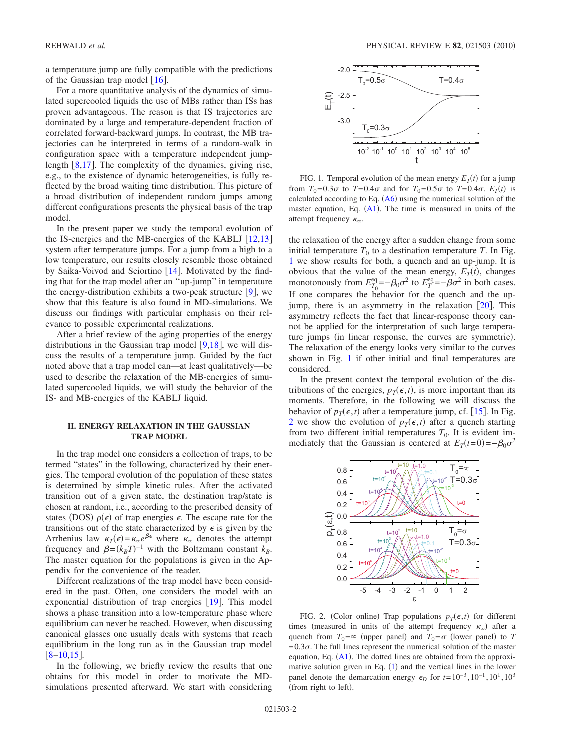a temperature jump are fully compatible with the predictions of the Gaussian trap model [16].

For a more quantitative analysis of the dynamics of simulated supercooled liquids the use of MBs rather than ISs has proven advantageous. The reason is that IS trajectories are dominated by a large and temperature-dependent fraction of correlated forward-backward jumps. In contrast, the MB trajectories can be interpreted in terms of a random-walk in configuration space with a temperature independent jump-length [8,17]. The complexity of the dynamics, giving rise, e.g., to the existence of dynamic heterogeneities, is fully reflected by the broad waiting time distribution. This picture of a broad distribution of independent random jumps among different configurations presents the physical basis of the trap model.

In the present paper we study the temporal evolution of the IS-energies and the MB-energies of the KABLJ [12,13] system after temperature jumps. For a jump from a high to a low temperature, our results closely resemble those obtained by Saika-Voivod and Sciortino [14]. Motivated by the finding that for the trap model after an "up-jump" in temperature the energy-distribution exhibits a two-peak structure [9], we show that this feature is also found in MD-simulations. We discuss our findings with particular emphasis on their relevance to possible experimental realizations.

After a brief review of the aging properties of the energy distributions in the Gaussian trap model [9,18], we will discuss the results of a temperature jump. Guided by the fact noted above that a trap model can—at least qualitatively—be used to describe the relaxation of the MB-energies of simulated supercooled liquids, we will study the behavior of the IS- and MB-energies of the KABLJ liquid.

## II. ENERGY RELAXATION IN THE GAUSSIAN TRAP MODEL

In the trap model one considers a collection of traps, to be termed "states" in the following, characterized by their energies. The temporal evolution of the population of these states is determined by simple kinetic rules. After the activated transition out of a given state, the destination trap/state is chosen at random, i.e., according to the prescribed density of states (DOS) $\rho(\epsilon)$ of trap energies $\epsilon$. The escape rate for the transitions out of the state characterized by $\epsilon$ is given by the Arrhenius law $\kappa_T(\epsilon)=\kappa_\infty e^{\beta\epsilon}$ where $\kappa_\infty$ denotes the attempt frequency and $\beta=(k_BT)^{-1}$ with the Boltzmann constant $k_B$. The master equation for the populations is given in the Appendix for the convenience of the reader.

Different realizations of the trap model have been considered in the past. Often, one considers the model with an exponential distribution of trap energies [19]. This model shows a phase transition into a low-temperature phase where equilibrium can never be reached. However, when discussing canonical glasses one usually deals with systems that reach equilibrium in the long run as in the Gaussian trap model [8–10,15].

In the following, we briefly review the results that one obtains for this model in order to motivate the MD-simulations presented afterward. We start with considering the relaxation of the energy after a sudden change from some initial temperature $T_0$ to a destination temperature $T$. In Fig. 1 we show results for both, a quench and an up-jump. It is obvious that the value of the mean energy, $E_T(t)$, changes monotonously from $E^{\mathrm{eq}}_{T_0}=-\beta_0\sigma^2$ to $E^{\mathrm{eq}}_{T}=-\beta\sigma^2$ in both cases. If one compares the behavior for the quench and the up-jump, there is an asymmetry in the relaxation [20]. This asymmetry reflects the fact that linear-response theory cannot be applied for the interpretation of such large temperature jumps (in linear response, the curves are symmetric). The relaxation of the energy looks very similar to the curves shown in Fig. 1 if other initial and final temperatures are considered.

FIG. 1. Temporal evolution of the mean energy $E_T(t)$ for a jump from $T_0=0.3\sigma$ to $T=0.4\sigma$ and for $T_0=0.5\sigma$ to $T=0.4\sigma$. $E_T(t)$ is calculated according to Eq. (A6) using the numerical solution of the master equation, Eq. (A1). The time is measured in units of the attempt frequency $\kappa_\infty$.

In the present context the temporal evolution of the distributions of the energies, $p_T(\epsilon,t)$, is more important than its moments. Therefore, in the following we will discuss the behavior of $p_T(\epsilon,t)$ after a temperature jump, cf. [15]. In Fig. 2 we show the evolution of $p_T(\epsilon,t)$ after a quench starting from two different initial temperatures $T_0$. It is evident immediately that the Gaussian is centered at $E_T(t=0)=-\beta_0\sigma^2$

FIG. 2. (Color online) Trap populations $p_T(\epsilon,t)$ for different times (measured in units of the attempt frequency $\kappa_\infty$) after a quench from $T_0=\infty$ (upper panel) and $T_0=\sigma$ (lower panel) to $T=0.3\sigma$. The full lines represent the numerical solution of the master equation, Eq. (A1). The dotted lines are obtained from the approximative solution given in Eq. (1) and the vertical lines in the lower panel denote the demarcation energy $\epsilon_D$ for $t=10^{-3},10^{-1},10^{1},10^{3}$ (from right to left).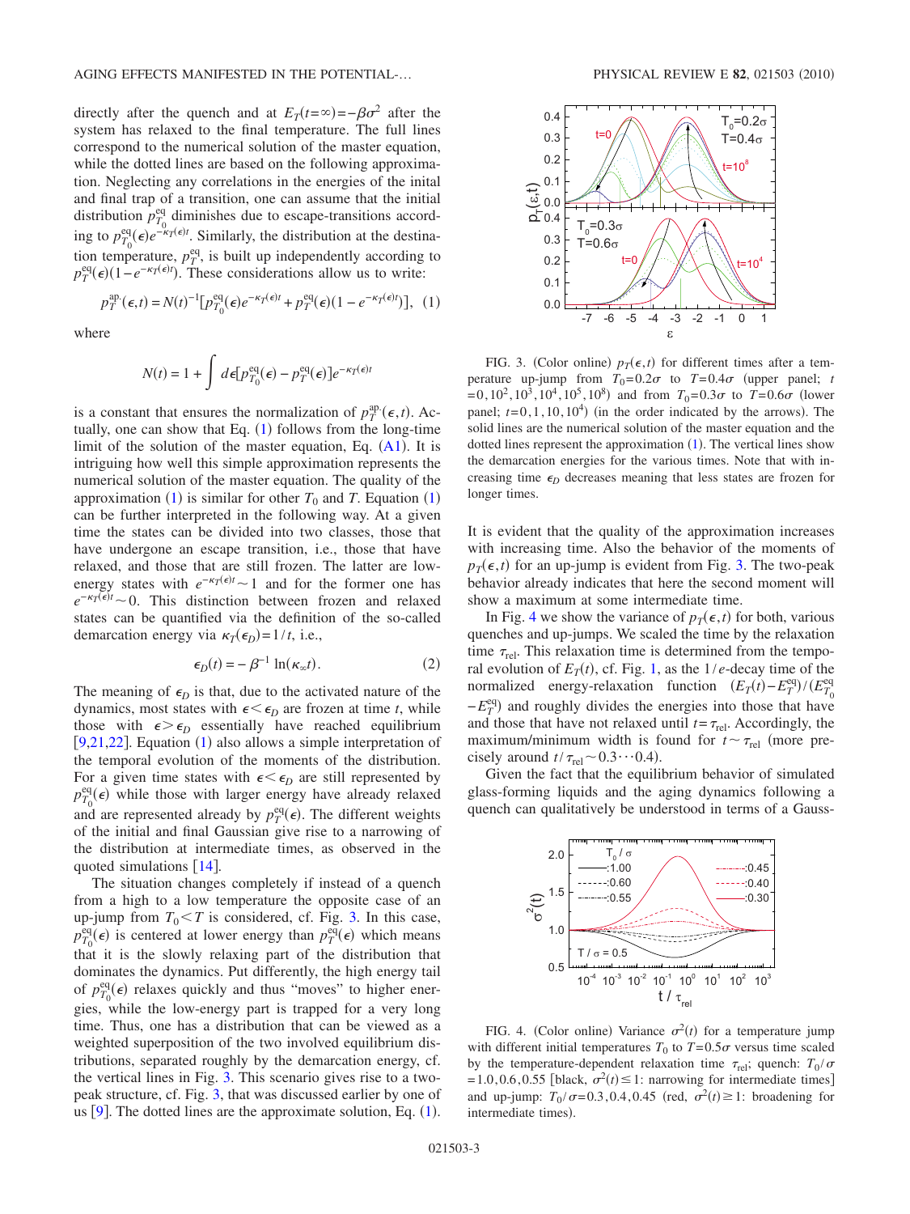directly after the quench and at $E_T(t=\infty)=-\beta\sigma^2$ after the system has relaxed to the final temperature. The full lines correspond to the numerical solution of the master equation, while the dotted lines are based on the following approximation. Neglecting any correlations in the energies of the inital and final trap of a transition, one can assume that the initial distribution $p_{T_0}^{\mathrm{eq}}$ diminishes due to escape-transitions according to $p_{T_0}^{\mathrm{eq}}(\epsilon)e^{-\kappa_T(\epsilon)t}$. Similarly, the distribution at the destination temperature, $p_T^{\mathrm{eq}}$, is built up independently according to $p_T^{\mathrm{eq}}(\epsilon)(1-e^{-\kappa_T(\epsilon)t})$. These considerations allow us to write:

$$p_T^{\mathrm{ap.}}(\epsilon,t)=N(t)^{-1}[p_{T_0}^{\mathrm{eq}}(\epsilon)e^{-\kappa_T(\epsilon)t}+p_T^{\mathrm{eq}}(\epsilon)(1-e^{-\kappa_T(\epsilon)t})], \quad (1)$$

where

$$N(t)=1+\int d\epsilon[p_{T_0}^{\mathrm{eq}}(\epsilon)-p_T^{\mathrm{eq}}(\epsilon)]e^{-\kappa_T(\epsilon)t}$$

is a constant that ensures the normalization of $p_T^{\mathrm{ap.}}(\epsilon,t)$. Actually, one can show that Eq. (1) follows from the long-time limit of the solution of the master equation, Eq. (A1). It is intriguing how well this simple approximation represents the numerical solution of the master equation. The quality of the approximation (1) is similar for other $T_0$ and $T$. Equation (1) can be further interpreted in the following way. At a given time the states can be divided into two classes, those that have undergone an escape transition, i.e., those that have relaxed, and those that are still frozen. The latter are low-energy states with $e^{-\kappa_T(\epsilon)t}\sim 1$ and for the former one has $e^{-\kappa_T(\epsilon)t}\sim 0$. This distinction between frozen and relaxed states can be quantified via the definition of the so-called demarcation energy via $\kappa_T(\epsilon_D)=1/t$, i.e.,

$$\epsilon_D(t)=-\beta^{-1}\ln(\kappa_\infty t). \quad (2)$$

The meaning of $\epsilon_D$ is that, due to the activated nature of the dynamics, most states with $\epsilon<\epsilon_D$ are frozen at time $t$, while those with $\epsilon>\epsilon_D$ essentially have reached equilibrium [9,21,22]. Equation (1) also allows a simple interpretation of the temporal evolution of the moments of the distribution. For a given time states with $\epsilon<\epsilon_D$ are still represented by $p_{T_0}^{\mathrm{eq}}(\epsilon)$ while those with larger energy have already relaxed and are represented already by $p_T^{\mathrm{eq}}(\epsilon)$. The different weights of the initial and final Gaussian give rise to a narrowing of the distribution at intermediate times, as observed in the quoted simulations [14].

The situation changes completely if instead of a quench from a high to a low temperature the opposite case of an up-jump from $T_0<T$ is considered, cf. Fig. 3. In this case, $p_{T_0}^{\mathrm{eq}}(\epsilon)$ is centered at lower energy than $p_T^{\mathrm{eq}}(\epsilon)$ which means that it is the slowly relaxing part of the distribution that dominates the dynamics. Put differently, the high energy tail of $p_{T_0}^{\mathrm{eq}}(\epsilon)$ relaxes quickly and thus "moves" to higher energies, while the low-energy part is trapped for a very long time. Thus, one has a distribution that can be viewed as a weighted superposition of the two involved equilibrium distributions, separated roughly by the demarcation energy, cf. the vertical lines in Fig. 3. This scenario gives rise to a two-peak structure, cf. Fig. 3, that was discussed earlier by one of us [9]. The dotted lines are the approximate solution, Eq. (1).

FIG. 3. (Color online) $p_T(\epsilon,t)$ for different times after a temperature up-jump from $T_0=0.2\sigma$ to $T=0.4\sigma$ (upper panel; $t=0,10^2,10^3,10^4,10^5,10^8$) and from $T_0=0.3\sigma$ to $T=0.6\sigma$ (lower panel; $t=0,1,10,10^4$) (in the order indicated by the arrows). The solid lines are the numerical solution of the master equation and the dotted lines represent the approximation (1). The vertical lines show the demarcation energies for the various times. Note that with increasing time $\epsilon_D$ decreases meaning that less states are frozen for longer times.

It is evident that the quality of the approximation increases with increasing time. Also the behavior of the moments of $p_T(\epsilon,t)$ for an up-jump is evident from Fig. 3. The two-peak behavior already indicates that here the second moment will show a maximum at some intermediate time.

In Fig. 4 we show the variance of $p_T(\epsilon,t)$ for both, various quenches and up-jumps. We scaled the time by the relaxation time $\tau_{\mathrm{rel}}$. This relaxation time is determined from the temporal evolution of $E_T(t)$, cf. Fig. 1, as the $1/e$-decay time of the normalized energy-relaxation function $(E_T(t)-E_T^{\mathrm{eq}})/(E_{T_0}^{\mathrm{eq}}-E_T^{\mathrm{eq}})$ and roughly divides the energies into those that have and those that have not relaxed until $t=\tau_{\mathrm{rel}}$. Accordingly, the maximum/minimum width is found for $t\sim\tau_{\mathrm{rel}}$ (more precisely around $t/\tau_{\mathrm{rel}}\sim 0.3\cdots 0.4$).

Given the fact that the equilibrium behavior of simulated glass-forming liquids and the aging dynamics following a quench can qualitatively be understood in terms of a Gauss-

FIG. 4. (Color online) Variance $\sigma^2(t)$ for a temperature jump with different initial temperatures $T_0$ to $T=0.5\sigma$ versus time scaled by the temperature-dependent relaxation time $\tau_{\mathrm{rel}}$; quench: $T_0/\sigma=1.0,0.6,0.55$ [black, $\sigma^2(t)\leq 1$: narrowing for intermediate times] and up-jump: $T_0/\sigma=0.3,0.4,0.45$ (red, $\sigma^2(t)\geq 1$: broadening for intermediate times).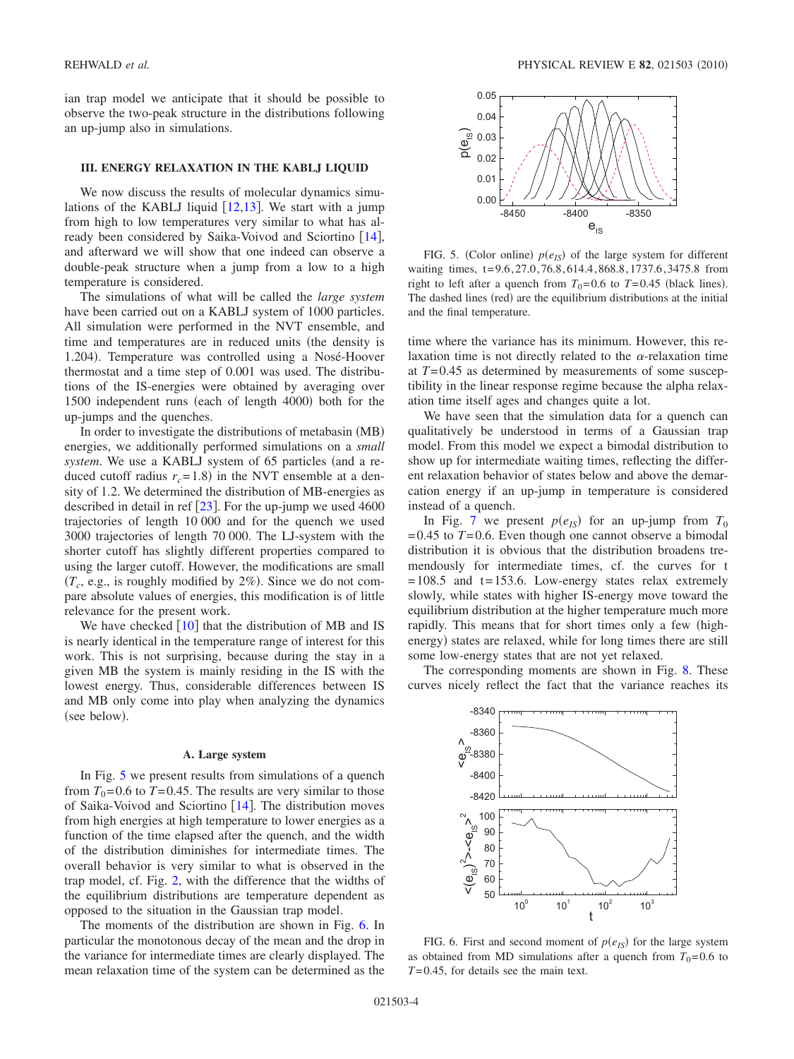ian trap model we anticipate that it should be possible to observe the two-peak structure in the distributions following an up-jump also in simulations.

## III. ENERGY RELAXATION IN THE KABLJ LIQUID

We now discuss the results of molecular dynamics simulations of the KABLJ liquid [12,13]. We start with a jump from high to low temperatures very similar to what has already been considered by Saika-Voivod and Sciortino [14], and afterward we will show that one indeed can observe a double-peak structure when a jump from a low to a high temperature is considered.

The simulations of what will be called the *large system* have been carried out on a KABLJ system of 1000 particles. All simulation were performed in the NVT ensemble, and time and temperatures are in reduced units (the density is 1.204). Temperature was controlled using a Nosé-Hoover thermostat and a time step of 0.001 was used. The distributions of the IS-energies were obtained by averaging over 1500 independent runs (each of length 4000) both for the up-jumps and the quenches.

In order to investigate the distributions of metabasin (MB) energies, we additionally performed simulations on a *small system*. We use a KABLJ system of 65 particles (and a reduced cutoff radius $r_c=1.8$) in the NVT ensemble at a density of 1.2. We determined the distribution of MB-energies as described in detail in ref [23]. For the up-jump we used 4600 trajectories of length 10 000 and for the quench we used 3000 trajectories of length 70 000. The LJ-system with the shorter cutoff has slightly different properties compared to using the larger cutoff. However, the modifications are small ($T_c$, e.g., is roughly modified by 2%). Since we do not compare absolute values of energies, this modification is of little relevance for the present work.

We have checked [10] that the distribution of MB and IS is nearly identical in the temperature range of interest for this work. This is not surprising, because during the stay in a given MB the system is mainly residing in the IS with the lowest energy. Thus, considerable differences between IS and MB only come into play when analyzing the dynamics (see below).

### A. Large system

In Fig. 5 we present results from simulations of a quench from $T_0=0.6$ to $T=0.45$. The results are very similar to those of Saika-Voivod and Sciortino [14]. The distribution moves from high energies at high temperature to lower energies as a function of the time elapsed after the quench, and the width of the distribution diminishes for intermediate times. The overall behavior is very similar to what is observed in the trap model, cf. Fig. 2, with the difference that the widths of the equilibrium distributions are temperature dependent as opposed to the situation in the Gaussian trap model.

The moments of the distribution are shown in Fig. 6. In particular the monotonous decay of the mean and the drop in the variance for intermediate times are clearly displayed. The mean relaxation time of the system can be determined as the time where the variance has its minimum. However, this relaxation time is not directly related to the $\alpha$-relaxation time at $T=0.45$ as determined by measurements of some susceptibility in the linear response regime because the alpha relaxation time itself ages and changes quite a lot.

FIG. 5. (Color online) $p(e_{IS})$ of the large system for different waiting times, t=9.6, 27.0, 76.8, 614.4, 868.8, 1737.6, 3475.8 from right to left after a quench from $T_0=0.6$ to $T=0.45$ (black lines). The dashed lines (red) are the equilibrium distributions at the initial and the final temperature.

We have seen that the simulation data for a quench can qualitatively be understood in terms of a Gaussian trap model. From this model we expect a bimodal distribution to show up for intermediate waiting times, reflecting the different relaxation behavior of states below and above the demarcation energy if an up-jump in temperature is considered instead of a quench.

In Fig. 7 we present $p(e_{IS})$ for an up-jump from $T_0=0.45$ to $T=0.6$. Even though one cannot observe a bimodal distribution it is obvious that the distribution broadens tremendously for intermediate times, cf. the curves for t $=108.5$ and t$=153.6$. Low-energy states relax extremely slowly, while states with higher IS-energy move toward the equilibrium distribution at the higher temperature much more rapidly. This means that for short times only a few (high-energy) states are relaxed, while for long times there are still some low-energy states that are not yet relaxed.

The corresponding moments are shown in Fig. 8. These curves nicely reflect the fact that the variance reaches its

FIG. 6. First and second moment of $p(e_{IS})$ for the large system as obtained from MD simulations after a quench from $T_0=0.6$ to $T=0.45$, for details see the main text.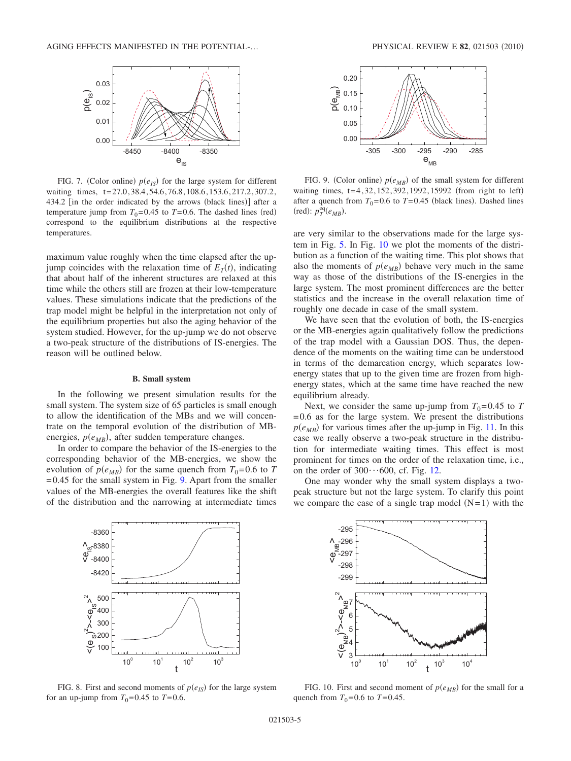FIG. 7. (Color online) $p(e_{IS})$ for the large system for different waiting times, t=27.0,38.4,54.6,76.8,108.6,153.6,217.2,307.2, 434.2 [in the order indicated by the arrows (black lines)] after a temperature jump from $T_0=0.45$ to $T=0.6$. The dashed lines (red) correspond to the equilibrium distributions at the respective temperatures.

maximum value roughly when the time elapsed after the up-jump coincides with the relaxation time of $E_T(t)$, indicating that about half of the inherent structures are relaxed at this time while the others still are frozen at their low-temperature values. These simulations indicate that the predictions of the trap model might be helpful in the interpretation not only of the equilibrium properties but also the aging behavior of the system studied. However, for the up-jump we do not observe a two-peak structure of the distributions of IS-energies. The reason will be outlined below.

### B. Small system

In the following we present simulation results for the small system. The system size of 65 particles is small enough to allow the identification of the MBs and we will concentrate on the temporal evolution of the distribution of MB-energies, $p(e_{MB})$, after sudden temperature changes.

In order to compare the behavior of the IS-energies to the corresponding behavior of the MB-energies, we show the evolution of $p(e_{MB})$ for the same quench from $T_0=0.6$ to $T=0.45$ for the small system in Fig. 9. Apart from the smaller values of the MB-energies the overall features like the shift of the distribution and the narrowing at intermediate times are very similar to the observations made for the large system in Fig. 5. In Fig. 10 we plot the moments of the distribution as a function of the waiting time. This plot shows that also the moments of $p(e_{MB})$ behave very much in the same way as those of the distributions of the IS-energies in the large system. The most prominent differences are the better statistics and the increase in the overall relaxation time of roughly one decade in case of the small system.

We have seen that the evolution of both, the IS-energies or the MB-energies again qualitatively follow the predictions of the trap model with a Gaussian DOS. Thus, the dependence of the moments on the waiting time can be understood in terms of the demarcation energy, which separates low-energy states that up to the given time are frozen from high-energy states, which at the same time have reached the new equilibrium already.

Next, we consider the same up-jump from $T_0=0.45$ to $T=0.6$ as for the large system. We present the distributions $p(e_{MB})$ for various times after the up-jump in Fig. 11. In this case we really observe a two-peak structure in the distribution for intermediate waiting times. This effect is most prominent for times on the order of the relaxation time, i.e., on the order of $300\cdots600$, cf. Fig. 12.

One may wonder why the small system displays a two-peak structure but not the large system. To clarify this point we compare the case of a single trap model $(N=1)$ with the

FIG. 9. (Color online) $p(e_{MB})$ of the small system for different waiting times, t=4,32,152,392,1992,15992 (from right to left) after a quench from $T_0=0.6$ to $T=0.45$ (black lines). Dashed lines (red): $p_T^{eq}(e_{MB})$.

FIG. 8. First and second moments of $p(e_{IS})$ for the large system for an up-jump from $T_0=0.45$ to $T=0.6$.

FIG. 10. First and second moment of $p(e_{MB})$ for the small for a quench from $T_0=0.6$ to $T=0.45$.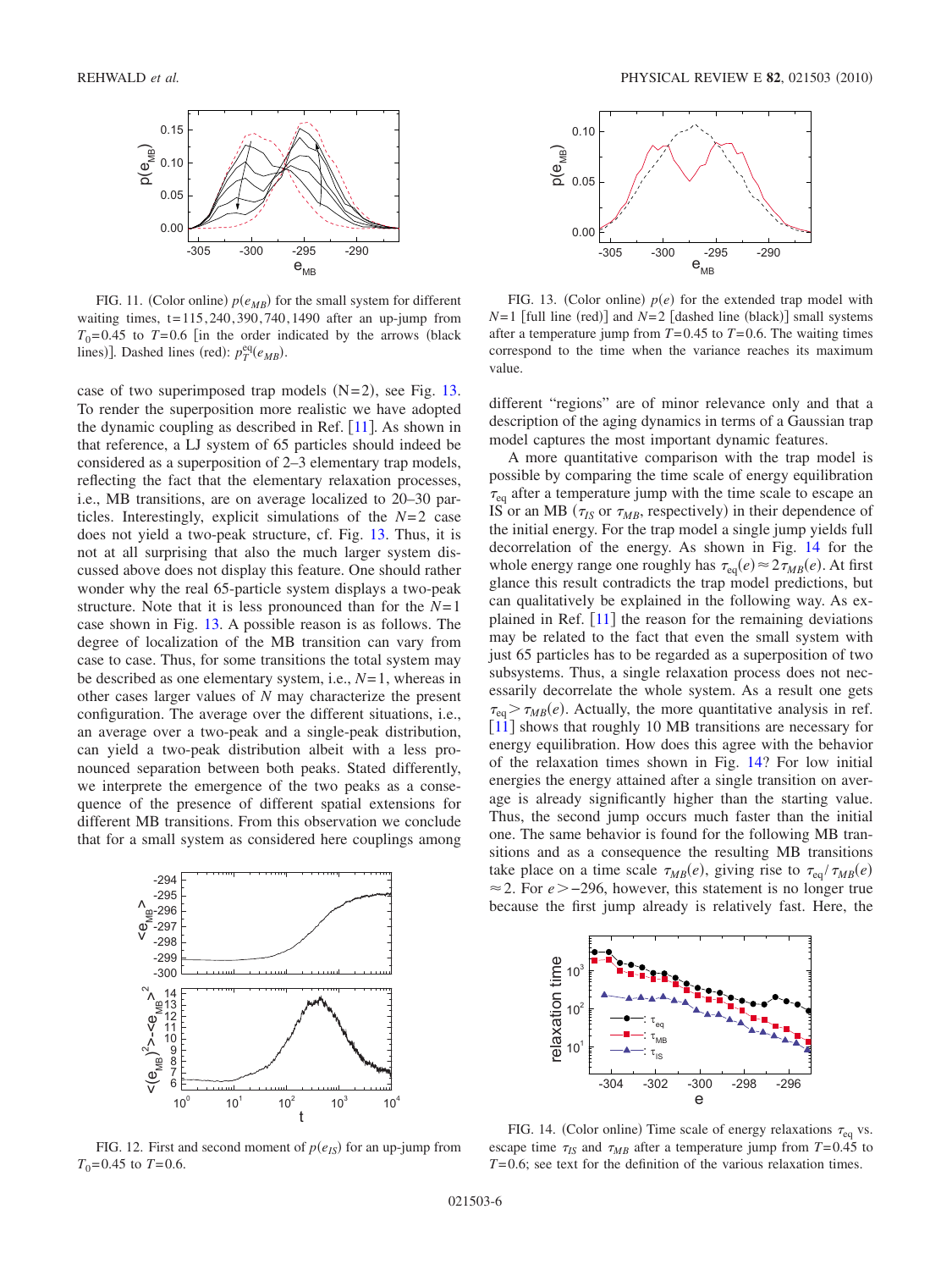FIG. 11. (Color online) $p(e_{MB})$ for the small system for different waiting times, $t=115, 240, 390, 740, 1490$ after an up-jump from $T_0=0.45$ to $T=0.6$ [in the order indicated by the arrows (black lines)]. Dashed lines (red): $p_T^{eq}(e_{MB})$.

FIG. 13. (Color online) $p(e)$ for the extended trap model with $N=1$ [full line (red)] and $N=2$ [dashed line (black)] small systems after a temperature jump from $T=0.45$ to $T=0.6$. The waiting times correspond to the time when the variance reaches its maximum value.

case of two superimposed trap models (N=2), see Fig. 13. To render the superposition more realistic we have adopted the dynamic coupling as described in Ref. [11]. As shown in that reference, a LJ system of 65 particles should indeed be considered as a superposition of 2–3 elementary trap models, reflecting the fact that the elementary relaxation processes, i.e., MB transitions, are on average localized to 20–30 particles. Interestingly, explicit simulations of the $N=2$ case does not yield a two-peak structure, cf. Fig. 13. Thus, it is not at all surprising that also the much larger system discussed above does not display this feature. One should rather wonder why the real 65-particle system displays a two-peak structure. Note that it is less pronounced than for the $N=1$ case shown in Fig. 13. A possible reason is as follows. The degree of localization of the MB transition can vary from case to case. Thus, for some transitions the total system may be described as one elementary system, i.e., $N=1$, whereas in other cases larger values of $N$ may characterize the present configuration. The average over the different situations, i.e., an average over a two-peak and a single-peak distribution, can yield a two-peak distribution albeit with a less pronounced separation between both peaks. Stated differently, we interprete the emergence of the two peaks as a consequence of the presence of different spatial extensions for different MB transitions. From this observation we conclude that for a small system as considered here couplings among different "regions" are of minor relevance only and that a description of the aging dynamics in terms of a Gaussian trap model captures the most important dynamic features.

A more quantitative comparison with the trap model is possible by comparing the time scale of energy equilibration $\tau_{eq}$ after a temperature jump with the time scale to escape an IS or an MB ($\tau_{IS}$ or $\tau_{MB}$, respectively) in their dependence of the initial energy. For the trap model a single jump yields full decorrelation of the energy. As shown in Fig. 14 for the whole energy range one roughly has $\tau_{eq}(e) \approx 2\tau_{MB}(e)$. At first glance this result contradicts the trap model predictions, but can qualitatively be explained in the following way. As explained in Ref. [11] the reason for the remaining deviations may be related to the fact that even the small system with just 65 particles has to be regarded as a superposition of two subsystems. Thus, a single relaxation process does not necessarily decorrelate the whole system. As a result one gets $\tau_{eq} > \tau_{MB}(e)$. Actually, the more quantitative analysis in ref. [11] shows that roughly 10 MB transitions are necessary for energy equilibration. How does this agree with the behavior of the relaxation times shown in Fig. 14? For low initial energies the energy attained after a single transition on average is already significantly higher than the starting value. Thus, the second jump occurs much faster than the initial one. The same behavior is found for the following MB transitions and as a consequence the resulting MB transitions take place on a time scale $\tau_{MB}(e)$, giving rise to $\tau_{eq}/\tau_{MB}(e) \approx 2$. For $e > -296$, however, this statement is no longer true because the first jump already is relatively fast. Here, the

FIG. 12. First and second moment of $p(e_{IS})$ for an up-jump from $T_0=0.45$ to $T=0.6$.

FIG. 14. (Color online) Time scale of energy relaxations $\tau_{eq}$ vs. escape time $\tau_{IS}$ and $\tau_{MB}$ after a temperature jump from $T=0.45$ to $T=0.6$; see text for the definition of the various relaxation times.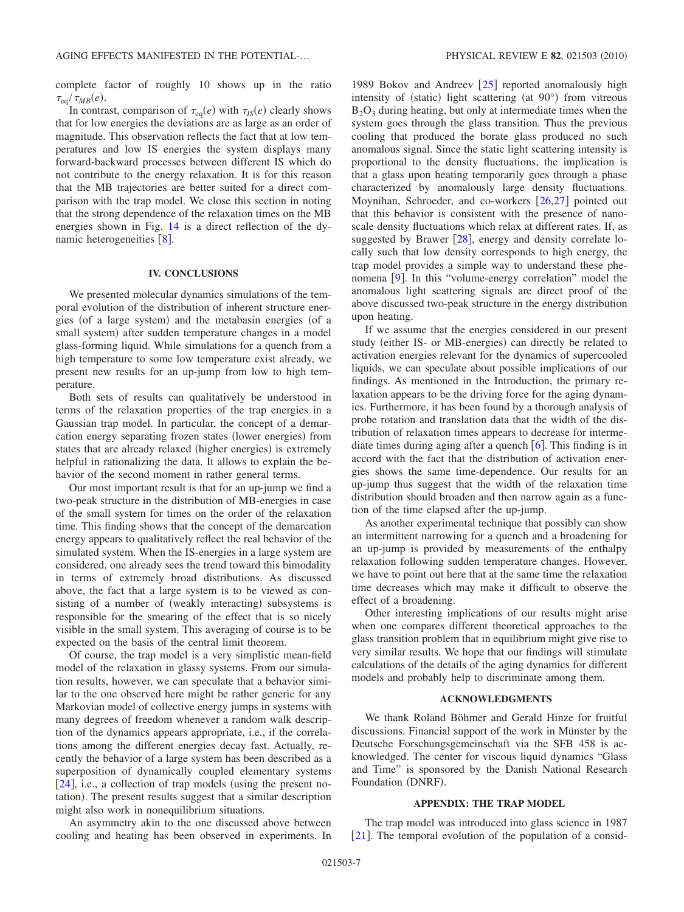complete factor of roughly 10 shows up in the ratio $\tau_{eq}/\tau_{MB}(e)$.

In contrast, comparison of $\tau_{eq}(e)$ with $\tau_{IS}(e)$ clearly shows that for low energies the deviations are as large as an order of magnitude. This observation reflects the fact that at low temperatures and low IS energies the system displays many forward-backward processes between different IS which do not contribute to the energy relaxation. It is for this reason that the MB trajectories are better suited for a direct comparison with the trap model. We close this section in noting that the strong dependence of the relaxation times on the MB energies shown in Fig. 14 is a direct reflection of the dynamic heterogeneities [8].

## IV. CONCLUSIONS

We presented molecular dynamics simulations of the temporal evolution of the distribution of inherent structure energies (of a large system) and the metabasin energies (of a small system) after sudden temperature changes in a model glass-forming liquid. While simulations for a quench from a high temperature to some low temperature exist already, we present new results for an up-jump from low to high temperature.

Both sets of results can qualitatively be understood in terms of the relaxation properties of the trap energies in a Gaussian trap model. In particular, the concept of a demarcation energy separating frozen states (lower energies) from states that are already relaxed (higher energies) is extremely helpful in rationalizing the data. It allows to explain the behavior of the second moment in rather general terms.

Our most important result is that for an up-jump we find a two-peak structure in the distribution of MB-energies in case of the small system for times on the order of the relaxation time. This finding shows that the concept of the demarcation energy appears to qualitatively reflect the real behavior of the simulated system. When the IS-energies in a large system are considered, one already sees the trend toward this bimodality in terms of extremely broad distributions. As discussed above, the fact that a large system is to be viewed as consisting of a number of (weakly interacting) subsystems is responsible for the smearing of the effect that is so nicely visible in the small system. This averaging of course is to be expected on the basis of the central limit theorem.

Of course, the trap model is a very simplistic mean-field model of the relaxation in glassy systems. From our simulation results, however, we can speculate that a behavior similar to the one observed here might be rather generic for any Markovian model of collective energy jumps in systems with many degrees of freedom whenever a random walk description of the dynamics appears appropriate, i.e., if the correlations among the different energies decay fast. Actually, recently the behavior of a large system has been described as a superposition of dynamically coupled elementary systems [24], i.e., a collection of trap models (using the present notation). The present results suggest that a similar description might also work in nonequilibrium situations.

An asymmetry akin to the one discussed above between cooling and heating has been observed in experiments. In 1989 Bokov and Andreev [25] reported anomalously high intensity of (static) light scattering (at 90°) from vitreous $B_2O_3$ during heating, but only at intermediate times when the system goes through the glass transition. Thus the previous cooling that produced the borate glass produced no such anomalous signal. Since the static light scattering intensity is proportional to the density fluctuations, the implication is that a glass upon heating temporarily goes through a phase characterized by anomalously large density fluctuations. Moynihan, Schroeder, and co-workers [26,27] pointed out that this behavior is consistent with the presence of nanoscale density fluctuations which relax at different rates. If, as suggested by Brawer [28], energy and density correlate locally such that low density corresponds to high energy, the trap model provides a simple way to understand these phenomena [9]. In this "volume-energy correlation" model the anomalous light scattering signals are direct proof of the above discussed two-peak structure in the energy distribution upon heating.

If we assume that the energies considered in our present study (either IS- or MB-energies) can directly be related to activation energies relevant for the dynamics of supercooled liquids, we can speculate about possible implications of our findings. As mentioned in the Introduction, the primary relaxation appears to be the driving force for the aging dynamics. Furthermore, it has been found by a thorough analysis of probe rotation and translation data that the width of the distribution of relaxation times appears to decrease for intermediate times during aging after a quench [6]. This finding is in accord with the fact that the distribution of activation energies shows the same time-dependence. Our results for an up-jump thus suggest that the width of the relaxation time distribution should broaden and then narrow again as a function of the time elapsed after the up-jump.

As another experimental technique that possibly can show an intermittent narrowing for a quench and a broadening for an up-jump is provided by measurements of the enthalpy relaxation following sudden temperature changes. However, we have to point out here that at the same time the relaxation time decreases which may make it difficult to observe the effect of a broadening.

Other interesting implications of our results might arise when one compares different theoretical approaches to the glass transition problem that in equilibrium might give rise to very similar results. We hope that our findings will stimulate calculations of the details of the aging dynamics for different models and probably help to discriminate among them.

## ACKNOWLEDGMENTS

We thank Roland Böhmer and Gerald Hinze for fruitful discussions. Financial support of the work in Münster by the Deutsche Forschungsgemeinschaft via the SFB 458 is acknowledged. The center for viscous liquid dynamics "Glass and Time" is sponsored by the Danish National Research Foundation (DNRF).

## APPENDIX: THE TRAP MODEL

The trap model was introduced into glass science in 1987 [21]. The temporal evolution of the population of a consid-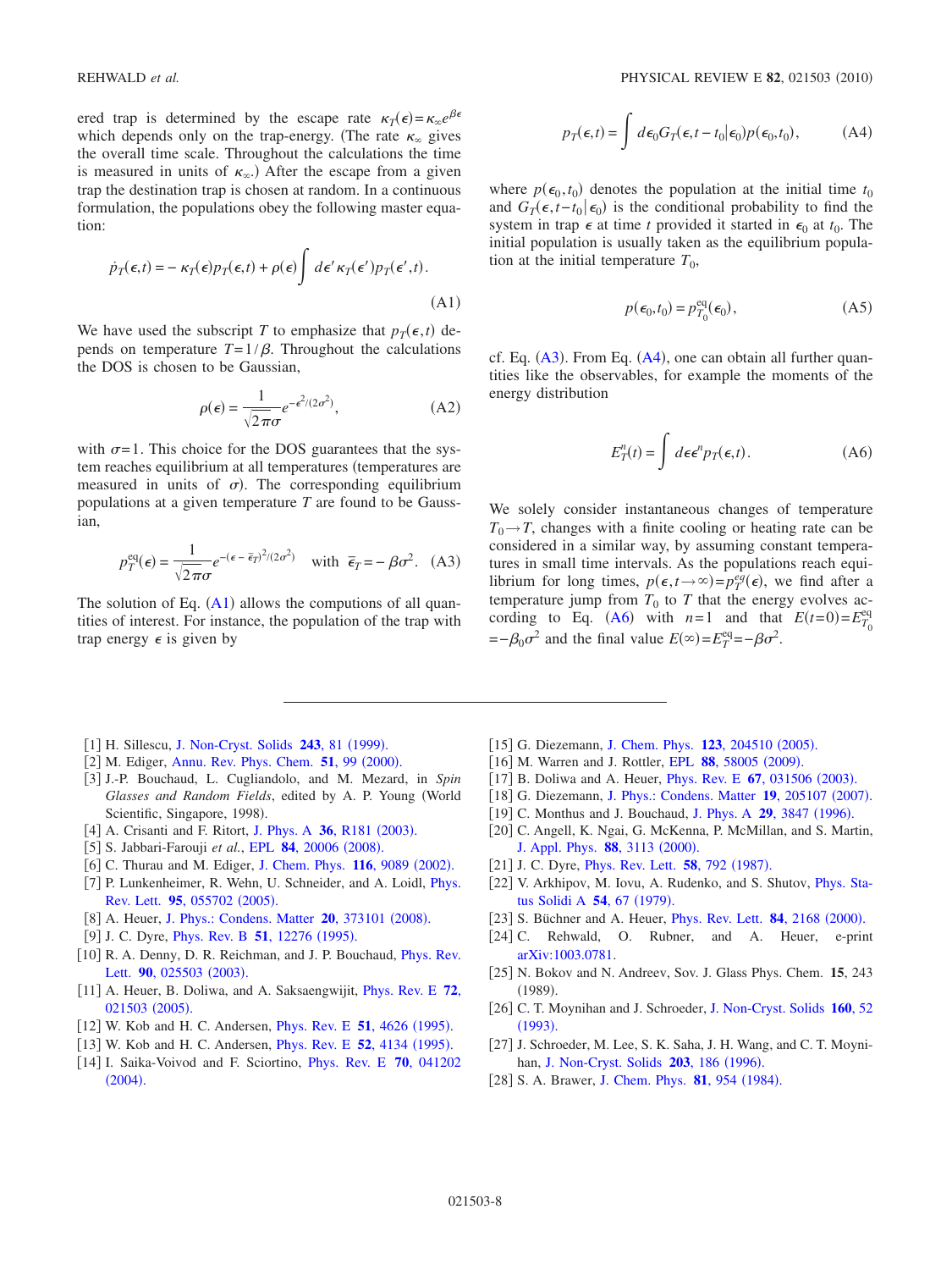ered trap is determined by the escape rate $\kappa_T(\epsilon)=\kappa_\infty e^{\beta\epsilon}$ which depends only on the trap-energy. (The rate $\kappa_\infty$ gives the overall time scale. Throughout the calculations the time is measured in units of $\kappa_\infty$.) After the escape from a given trap the destination trap is chosen at random. In a continuous formulation, the populations obey the following master equation:

$$\dot{p}_T(\epsilon,t) = -\kappa_T(\epsilon)p_T(\epsilon,t) + \rho(\epsilon)\int d\epsilon' \kappa_T(\epsilon')p_T(\epsilon',t). \tag{A1}$$

We have used the subscript $T$ to emphasize that $p_T(\epsilon,t)$ depends on temperature $T=1/\beta$. Throughout the calculations the DOS is chosen to be Gaussian,

$$\rho(\epsilon) = \frac{1}{\sqrt{2\pi}\sigma}e^{-\epsilon^2/(2\sigma^2)}, \tag{A2}$$

with $\sigma=1$. This choice for the DOS guarantees that the system reaches equilibrium at all temperatures (temperatures are measured in units of $\sigma$). The corresponding equilibrium populations at a given temperature $T$ are found to be Gaussian,

$$p_T^{\text{eq}}(\epsilon) = \frac{1}{\sqrt{2\pi}\sigma}e^{-(\epsilon-\bar{\epsilon}_T)^2/(2\sigma^2)} \quad \text{with } \bar{\epsilon}_T = -\beta\sigma^2. \tag{A3}$$

The solution of Eq. (A1) allows the computions of all quantities of interest. For instance, the population of the trap with trap energy $\epsilon$ is given by

$$p_T(\epsilon,t) = \int d\epsilon_0 G_T(\epsilon,t-t_0|\epsilon_0)p(\epsilon_0,t_0), \tag{A4}$$

where $p(\epsilon_0,t_0)$ denotes the population at the initial time $t_0$ and $G_T(\epsilon,t-t_0|\epsilon_0)$ is the conditional probability to find the system in trap $\epsilon$ at time $t$ provided it started in $\epsilon_0$ at $t_0$. The initial population is usually taken as the equilibrium population at the initial temperature $T_0$,

$$p(\epsilon_0,t_0) = p_{T_0}^{\text{eq}}(\epsilon_0), \tag{A5}$$

cf. Eq. (A3). From Eq. (A4), one can obtain all further quantities like the observables, for example the moments of the energy distribution

$$E_T^n(t) = \int d\epsilon \epsilon^n p_T(\epsilon,t). \tag{A6}$$

We solely consider instantaneous changes of temperature $T_0\to T$, changes with a finite cooling or heating rate can be considered in a similar way, by assuming constant temperatures in small time intervals. As the populations reach equilibrium for long times, $p(\epsilon,t\to\infty)=p_T^{eq}(\epsilon)$, we find after a temperature jump from $T_0$ to $T$ that the energy evolves according to Eq. (A6) with $n=1$ and that $E(t=0)=E_{T_0}^{\text{eq}} = -\beta_0\sigma^2$ and the final value $E(\infty)=E_T^{\text{eq}}=-\beta\sigma^2$.

---

[1] H. Sillescu, J. Non-Cryst. Solids **243**, 81 (1999).
[2] M. Ediger, Annu. Rev. Phys. Chem. **51**, 99 (2000).
[3] J.-P. Bouchaud, L. Cugliandolo, and M. Mezard, in *Spin Glasses and Random Fields*, edited by A. P. Young (World Scientific, Singapore, 1998).
[4] A. Crisanti and F. Ritort, J. Phys. A **36**, R181 (2003).
[5] S. Jabbari-Farouji *et al.*, EPL **84**, 20006 (2008).
[6] C. Thurau and M. Ediger, J. Chem. Phys. **116**, 9089 (2002).
[7] P. Lunkenheimer, R. Wehn, U. Schneider, and A. Loidl, Phys. Rev. Lett. **95**, 055702 (2005).
[8] A. Heuer, J. Phys.: Condens. Matter **20**, 373101 (2008).
[9] J. C. Dyre, Phys. Rev. B **51**, 12276 (1995).
[10] R. A. Denny, D. R. Reichman, and J. P. Bouchaud, Phys. Rev. Lett. **90**, 025503 (2003).
[11] A. Heuer, B. Doliwa, and A. Saksaengwijit, Phys. Rev. E **72**, 021503 (2005).
[12] W. Kob and H. C. Andersen, Phys. Rev. E **51**, 4626 (1995).
[13] W. Kob and H. C. Andersen, Phys. Rev. E **52**, 4134 (1995).
[14] I. Saika-Voivod and F. Sciortino, Phys. Rev. E **70**, 041202 (2004).
[15] G. Diezemann, J. Chem. Phys. **123**, 204510 (2005).
[16] M. Warren and J. Rottler, EPL **88**, 58005 (2009).
[17] B. Doliwa and A. Heuer, Phys. Rev. E **67**, 031506 (2003).
[18] G. Diezemann, J. Phys.: Condens. Matter **19**, 205107 (2007).
[19] C. Monthus and J. Bouchaud, J. Phys. A **29**, 3847 (1996).
[20] C. Angell, K. Ngai, G. McKenna, P. McMillan, and S. Martin, J. Appl. Phys. **88**, 3113 (2000).
[21] J. C. Dyre, Phys. Rev. Lett. **58**, 792 (1987).
[22] V. Arkhipov, M. Iovu, A. Rudenko, and S. Shutov, Phys. Status Solidi A **54**, 67 (1979).
[23] S. Büchner and A. Heuer, Phys. Rev. Lett. **84**, 2168 (2000).
[24] C. Rehwald, O. Rubner, and A. Heuer, e-print arXiv:1003.0781.
[25] N. Bokov and N. Andreev, Sov. J. Glass Phys. Chem. **15**, 243 (1989).
[26] C. T. Moynihan and J. Schroeder, J. Non-Cryst. Solids **160**, 52 (1993).
[27] J. Schroeder, M. Lee, S. K. Saha, J. H. Wang, and C. T. Moynihan, J. Non-Cryst. Solids **203**, 186 (1996).
[28] S. A. Brawer, J. Chem. Phys. **81**, 954 (1984).